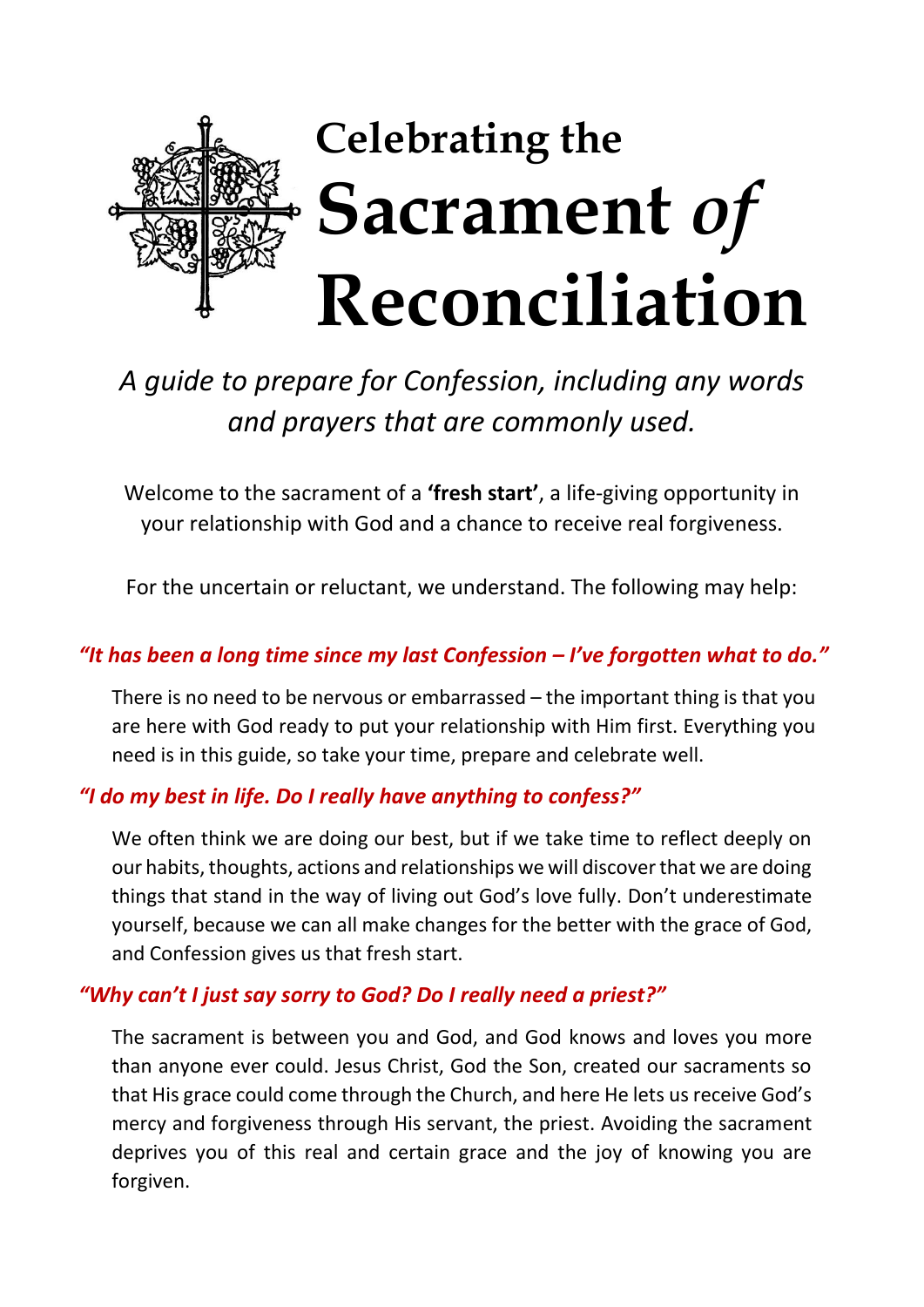# Celebrating the Sacrament *of* Reconciliation

*A guide to prepare for Confession, including any words and prayers that are commonly used.*

Welcome to the sacrament of a **'fresh start'**, a life-giving opportunity in your relationship with God and a chance to receive real forgiveness.

For the uncertain or reluctant, we understand. The following may help:

### *"It has been a long time since my last Confession – I've forgotten what to do."*

There is no need to be nervous or embarrassed – the important thing is that you are here with God ready to put your relationship with Him first. Everything you need is in this guide, so take your time, prepare and celebrate well.

### *"I do my best in life. Do I really have anything to confess?"*

We often think we are doing our best, but if we take time to reflect deeply on our habits, thoughts, actions and relationships we will discover that we are doing things that stand in the way of living out God's love fully. Don't underestimate yourself, because we can all make changes for the better with the grace of God, and Confession gives us that fresh start.

### *"Why can't I just say sorry to God? Do I really need a priest?"*

The sacrament is between you and God, and God knows and loves you more than anyone ever could. Jesus Christ, God the Son, created our sacraments so that His grace could come through the Church, and here He lets us receive God's mercy and forgiveness through His servant, the priest. Avoiding the sacrament deprives you of this real and certain grace and the joy of knowing you are forgiven.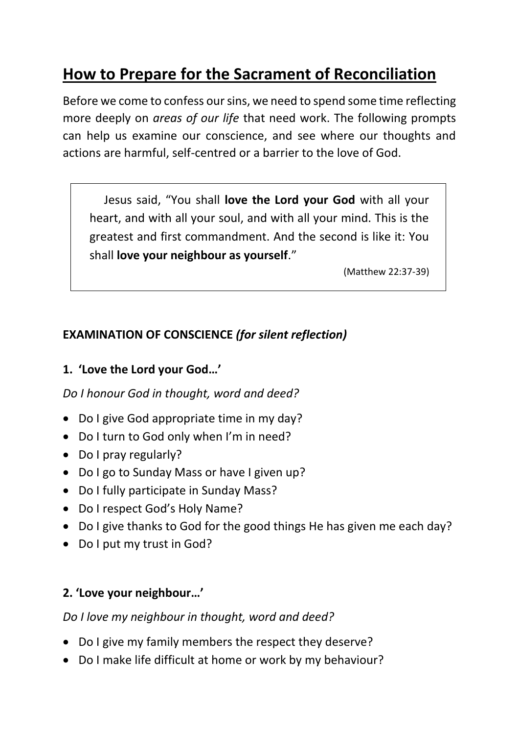# How to Prepare for the Sacrament of Reconciliation

Before we come to confess our sins, we need to spend some time reflecting more deeply on *areas of our life* that need work. The following prompts can help us examine our conscience, and see where our thoughts and actions are harmful, self-centred or a barrier to the love of God.

> Jesus said, "You shall **love the Lord your God** with all your heart, and with all your soul, and with all your mind. This is the greatest and first commandment. And the second is like it: You shall **love your neighbour as yourself**."
>
> (Matthew 22:37-39)

**EXAMINATION OF CONSCIENCE** ***(for silent reflection)***

### 1. 'Love the Lord your God…'

*Do I honour God in thought, word and deed?*

- Do I give God appropriate time in my day?
- Do I turn to God only when I'm in need?
- Do I pray regularly?
- Do I go to Sunday Mass or have I given up?
- Do I fully participate in Sunday Mass?
- Do I respect God's Holy Name?
- Do I give thanks to God for the good things He has given me each day?
- Do I put my trust in God?

### 2. 'Love your neighbour…'

*Do I love my neighbour in thought, word and deed?*

- Do I give my family members the respect they deserve?
- Do I make life difficult at home or work by my behaviour?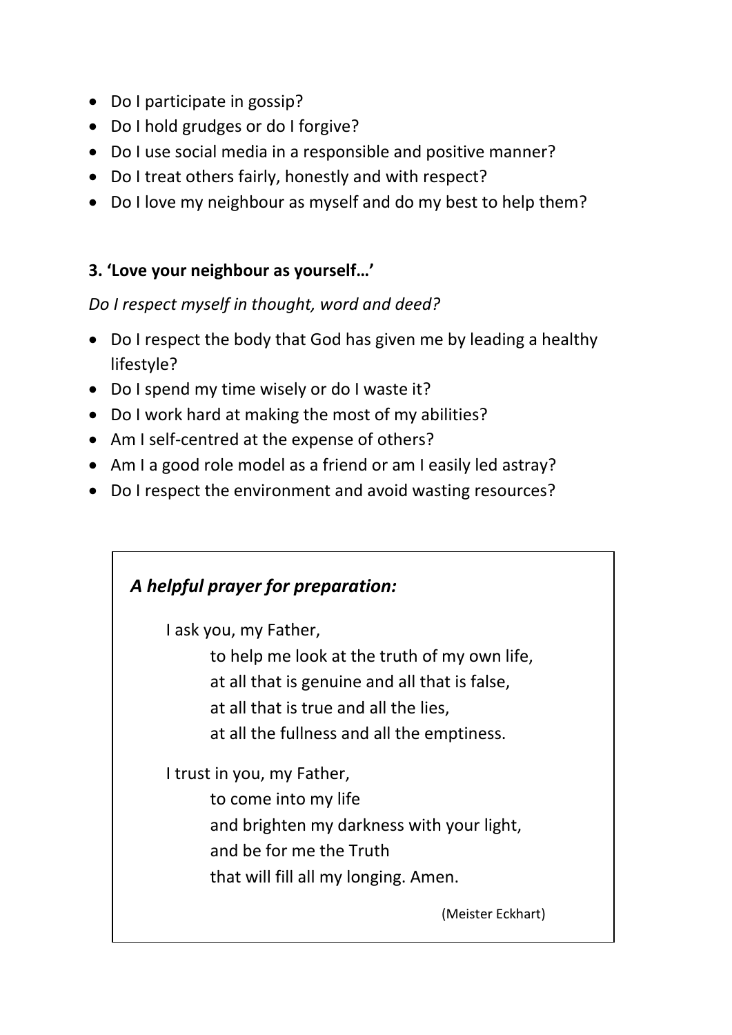- Do I participate in gossip?
- Do I hold grudges or do I forgive?
- Do I use social media in a responsible and positive manner?
- Do I treat others fairly, honestly and with respect?
- Do I love my neighbour as myself and do my best to help them?

### 3. 'Love your neighbour as yourself…'

*Do I respect myself in thought, word and deed?*

- Do I respect the body that God has given me by leading a healthy lifestyle?
- Do I spend my time wisely or do I waste it?
- Do I work hard at making the most of my abilities?
- Am I self-centred at the expense of others?
- Am I a good role model as a friend or am I easily led astray?
- Do I respect the environment and avoid wasting resources?

***A helpful prayer for preparation:***

I ask you, my Father,
to help me look at the truth of my own life,
at all that is genuine and all that is false,
at all that is true and all the lies,
at all the fullness and all the emptiness.

I trust in you, my Father,
to come into my life
and brighten my darkness with your light,
and be for me the Truth
that will fill all my longing. Amen.

(Meister Eckhart)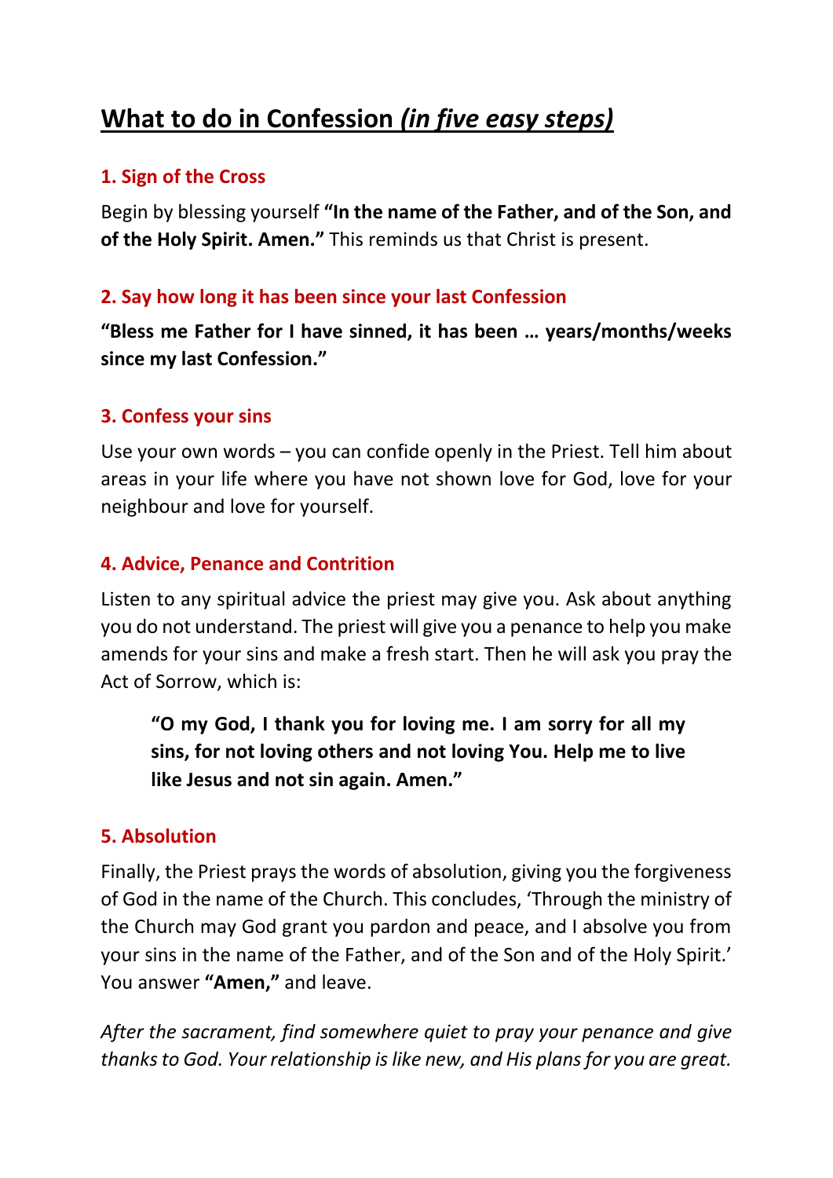# What to do in Confession *(in five easy steps)*

### 1. Sign of the Cross

Begin by blessing yourself **"In the name of the Father, and of the Son, and of the Holy Spirit. Amen."** This reminds us that Christ is present.

### 2. Say how long it has been since your last Confession

**"Bless me Father for I have sinned, it has been … years/months/weeks since my last Confession."**

### 3. Confess your sins

Use your own words – you can confide openly in the Priest. Tell him about areas in your life where you have not shown love for God, love for your neighbour and love for yourself.

### 4. Advice, Penance and Contrition

Listen to any spiritual advice the priest may give you. Ask about anything you do not understand. The priest will give you a penance to help you make amends for your sins and make a fresh start. Then he will ask you pray the Act of Sorrow, which is:

> **"O my God, I thank you for loving me. I am sorry for all my sins, for not loving others and not loving You. Help me to live like Jesus and not sin again. Amen."**

### 5. Absolution

Finally, the Priest prays the words of absolution, giving you the forgiveness of God in the name of the Church. This concludes, 'Through the ministry of the Church may God grant you pardon and peace, and I absolve you from your sins in the name of the Father, and of the Son and of the Holy Spirit.' You answer **"Amen,"** and leave.

*After the sacrament, find somewhere quiet to pray your penance and give thanks to God. Your relationship is like new, and His plans for you are great.*